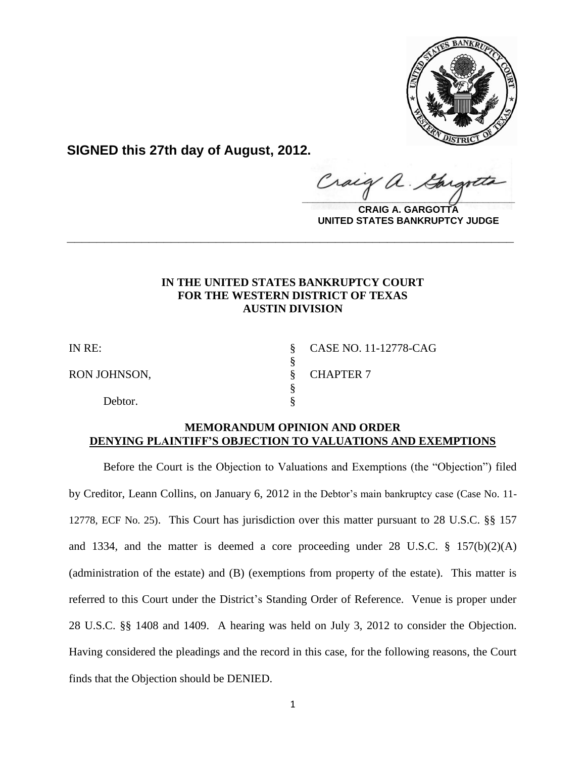**SIGNED this 27th day of August, 2012.**

**CRAIG A. GARGOTTA**
**UNITED STATES BANKRUPTCY JUDGE**

---

**IN THE UNITED STATES BANKRUPTCY COURT**
**FOR THE WESTERN DISTRICT OF TEXAS**
**AUSTIN DIVISION**

| | | |
|---|---|---|
| IN RE: | § | CASE NO. 11-12778-CAG |
| | § | |
| RON JOHNSON, | § | CHAPTER 7 |
| | § | |
| Debtor. | § | |

**MEMORANDUM OPINION AND ORDER**
**DENYING PLAINTIFF'S OBJECTION TO VALUATIONS AND EXEMPTIONS**

Before the Court is the Objection to Valuations and Exemptions (the "Objection") filed by Creditor, Leann Collins, on January 6, 2012 in the Debtor's main bankruptcy case (Case No. 11-12778, ECF No. 25). This Court has jurisdiction over this matter pursuant to 28 U.S.C. §§ 157 and 1334, and the matter is deemed a core proceeding under 28 U.S.C. § 157(b)(2)(A) (administration of the estate) and (B) (exemptions from property of the estate). This matter is referred to this Court under the District's Standing Order of Reference. Venue is proper under 28 U.S.C. §§ 1408 and 1409. A hearing was held on July 3, 2012 to consider the Objection. Having considered the pleadings and the record in this case, for the following reasons, the Court finds that the Objection should be DENIED.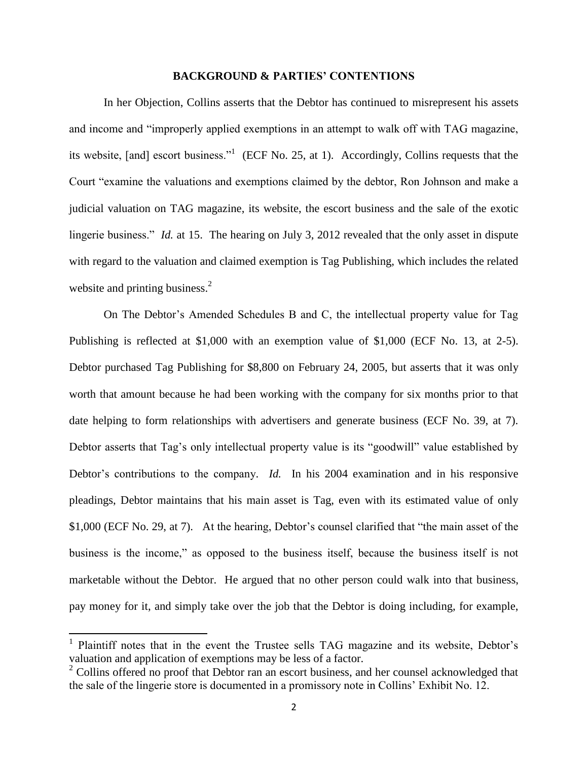## BACKGROUND & PARTIES' CONTENTIONS

In her Objection, Collins asserts that the Debtor has continued to misrepresent his assets and income and "improperly applied exemptions in an attempt to walk off with TAG magazine, its website, [and] escort business."[1] (ECF No. 25, at 1). Accordingly, Collins requests that the Court "examine the valuations and exemptions claimed by the debtor, Ron Johnson and make a judicial valuation on TAG magazine, its website, the escort business and the sale of the exotic lingerie business." *Id.* at 15. The hearing on July 3, 2012 revealed that the only asset in dispute with regard to the valuation and claimed exemption is Tag Publishing, which includes the related website and printing business.[2]

On The Debtor's Amended Schedules B and C, the intellectual property value for Tag Publishing is reflected at $1,000 with an exemption value of $1,000 (ECF No. 13, at 2-5). Debtor purchased Tag Publishing for $8,800 on February 24, 2005, but asserts that it was only worth that amount because he had been working with the company for six months prior to that date helping to form relationships with advertisers and generate business (ECF No. 39, at 7). Debtor asserts that Tag's only intellectual property value is its "goodwill" value established by Debtor's contributions to the company. *Id.* In his 2004 examination and in his responsive pleadings, Debtor maintains that his main asset is Tag, even with its estimated value of only $1,000 (ECF No. 29, at 7). At the hearing, Debtor's counsel clarified that "the main asset of the business is the income," as opposed to the business itself, because the business itself is not marketable without the Debtor. He argued that no other person could walk into that business, pay money for it, and simply take over the job that the Debtor is doing including, for example,

[1] Plaintiff notes that in the event the Trustee sells TAG magazine and its website, Debtor's valuation and application of exemptions may be less of a factor.

[2] Collins offered no proof that Debtor ran an escort business, and her counsel acknowledged that the sale of the lingerie store is documented in a promissory note in Collins' Exhibit No. 12.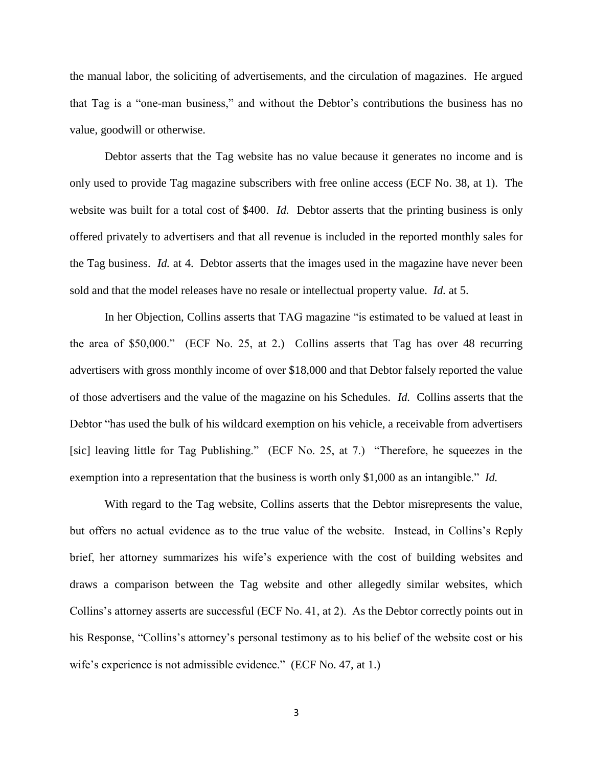the manual labor, the soliciting of advertisements, and the circulation of magazines. He argued that Tag is a "one-man business," and without the Debtor's contributions the business has no value, goodwill or otherwise.

Debtor asserts that the Tag website has no value because it generates no income and is only used to provide Tag magazine subscribers with free online access (ECF No. 38, at 1). The website was built for a total cost of $400. *Id.* Debtor asserts that the printing business is only offered privately to advertisers and that all revenue is included in the reported monthly sales for the Tag business. *Id.* at 4. Debtor asserts that the images used in the magazine have never been sold and that the model releases have no resale or intellectual property value. *Id.* at 5.

In her Objection, Collins asserts that TAG magazine "is estimated to be valued at least in the area of $50,000." (ECF No. 25, at 2.) Collins asserts that Tag has over 48 recurring advertisers with gross monthly income of over $18,000 and that Debtor falsely reported the value of those advertisers and the value of the magazine on his Schedules. *Id.* Collins asserts that the Debtor "has used the bulk of his wildcard exemption on his vehicle, a receivable from advertisers [sic] leaving little for Tag Publishing." (ECF No. 25, at 7.) "Therefore, he squeezes in the exemption into a representation that the business is worth only $1,000 as an intangible." *Id.*

With regard to the Tag website, Collins asserts that the Debtor misrepresents the value, but offers no actual evidence as to the true value of the website. Instead, in Collins's Reply brief, her attorney summarizes his wife's experience with the cost of building websites and draws a comparison between the Tag website and other allegedly similar websites, which Collins's attorney asserts are successful (ECF No. 41, at 2). As the Debtor correctly points out in his Response, "Collins's attorney's personal testimony as to his belief of the website cost or his wife's experience is not admissible evidence." (ECF No. 47, at 1.)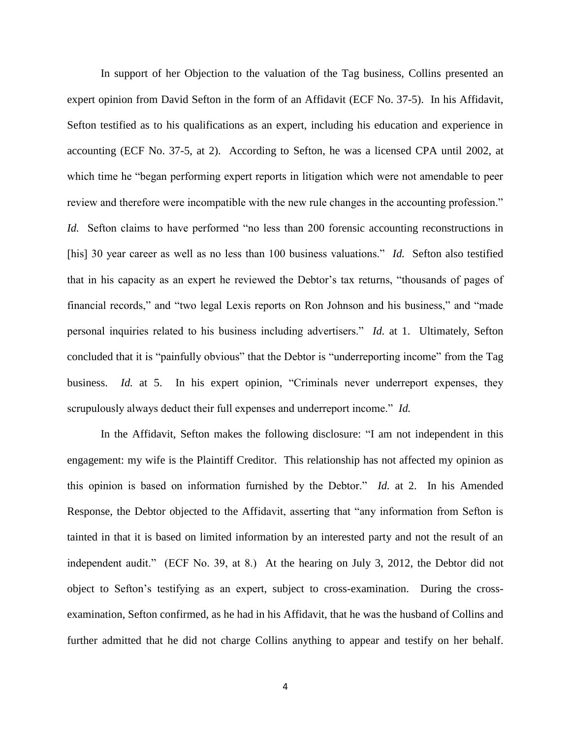In support of her Objection to the valuation of the Tag business, Collins presented an expert opinion from David Sefton in the form of an Affidavit (ECF No. 37-5). In his Affidavit, Sefton testified as to his qualifications as an expert, including his education and experience in accounting (ECF No. 37-5, at 2). According to Sefton, he was a licensed CPA until 2002, at which time he "began performing expert reports in litigation which were not amendable to peer review and therefore were incompatible with the new rule changes in the accounting profession." *Id.* Sefton claims to have performed "no less than 200 forensic accounting reconstructions in [his] 30 year career as well as no less than 100 business valuations." *Id.* Sefton also testified that in his capacity as an expert he reviewed the Debtor's tax returns, "thousands of pages of financial records," and "two legal Lexis reports on Ron Johnson and his business," and "made personal inquiries related to his business including advertisers." *Id.* at 1. Ultimately, Sefton concluded that it is "painfully obvious" that the Debtor is "underreporting income" from the Tag business. *Id.* at 5. In his expert opinion, "Criminals never underreport expenses, they scrupulously always deduct their full expenses and underreport income." *Id.*

In the Affidavit, Sefton makes the following disclosure: "I am not independent in this engagement: my wife is the Plaintiff Creditor. This relationship has not affected my opinion as this opinion is based on information furnished by the Debtor." *Id.* at 2. In his Amended Response, the Debtor objected to the Affidavit, asserting that "any information from Sefton is tainted in that it is based on limited information by an interested party and not the result of an independent audit." (ECF No. 39, at 8.) At the hearing on July 3, 2012, the Debtor did not object to Sefton's testifying as an expert, subject to cross-examination. During the cross-examination, Sefton confirmed, as he had in his Affidavit, that he was the husband of Collins and further admitted that he did not charge Collins anything to appear and testify on her behalf.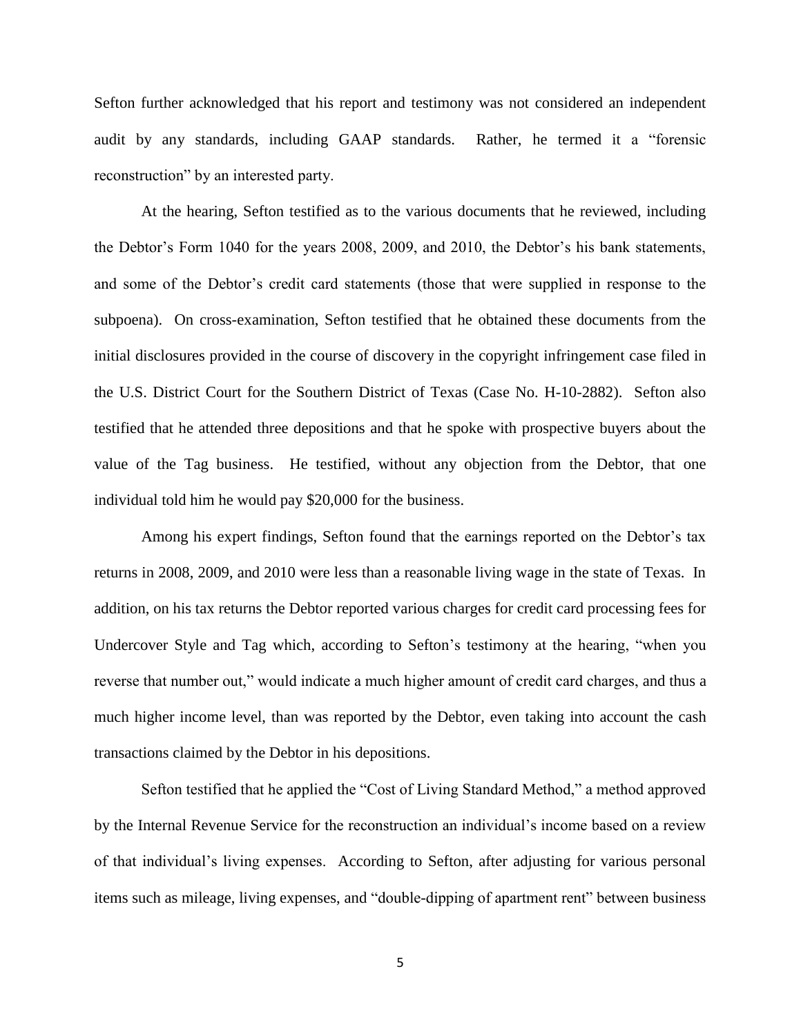Sefton further acknowledged that his report and testimony was not considered an independent audit by any standards, including GAAP standards. Rather, he termed it a "forensic reconstruction" by an interested party.

At the hearing, Sefton testified as to the various documents that he reviewed, including the Debtor's Form 1040 for the years 2008, 2009, and 2010, the Debtor's his bank statements, and some of the Debtor's credit card statements (those that were supplied in response to the subpoena). On cross-examination, Sefton testified that he obtained these documents from the initial disclosures provided in the course of discovery in the copyright infringement case filed in the U.S. District Court for the Southern District of Texas (Case No. H-10-2882). Sefton also testified that he attended three depositions and that he spoke with prospective buyers about the value of the Tag business. He testified, without any objection from the Debtor, that one individual told him he would pay $20,000 for the business.

Among his expert findings, Sefton found that the earnings reported on the Debtor's tax returns in 2008, 2009, and 2010 were less than a reasonable living wage in the state of Texas. In addition, on his tax returns the Debtor reported various charges for credit card processing fees for Undercover Style and Tag which, according to Sefton's testimony at the hearing, "when you reverse that number out," would indicate a much higher amount of credit card charges, and thus a much higher income level, than was reported by the Debtor, even taking into account the cash transactions claimed by the Debtor in his depositions.

Sefton testified that he applied the "Cost of Living Standard Method," a method approved by the Internal Revenue Service for the reconstruction an individual's income based on a review of that individual's living expenses. According to Sefton, after adjusting for various personal items such as mileage, living expenses, and "double-dipping of apartment rent" between business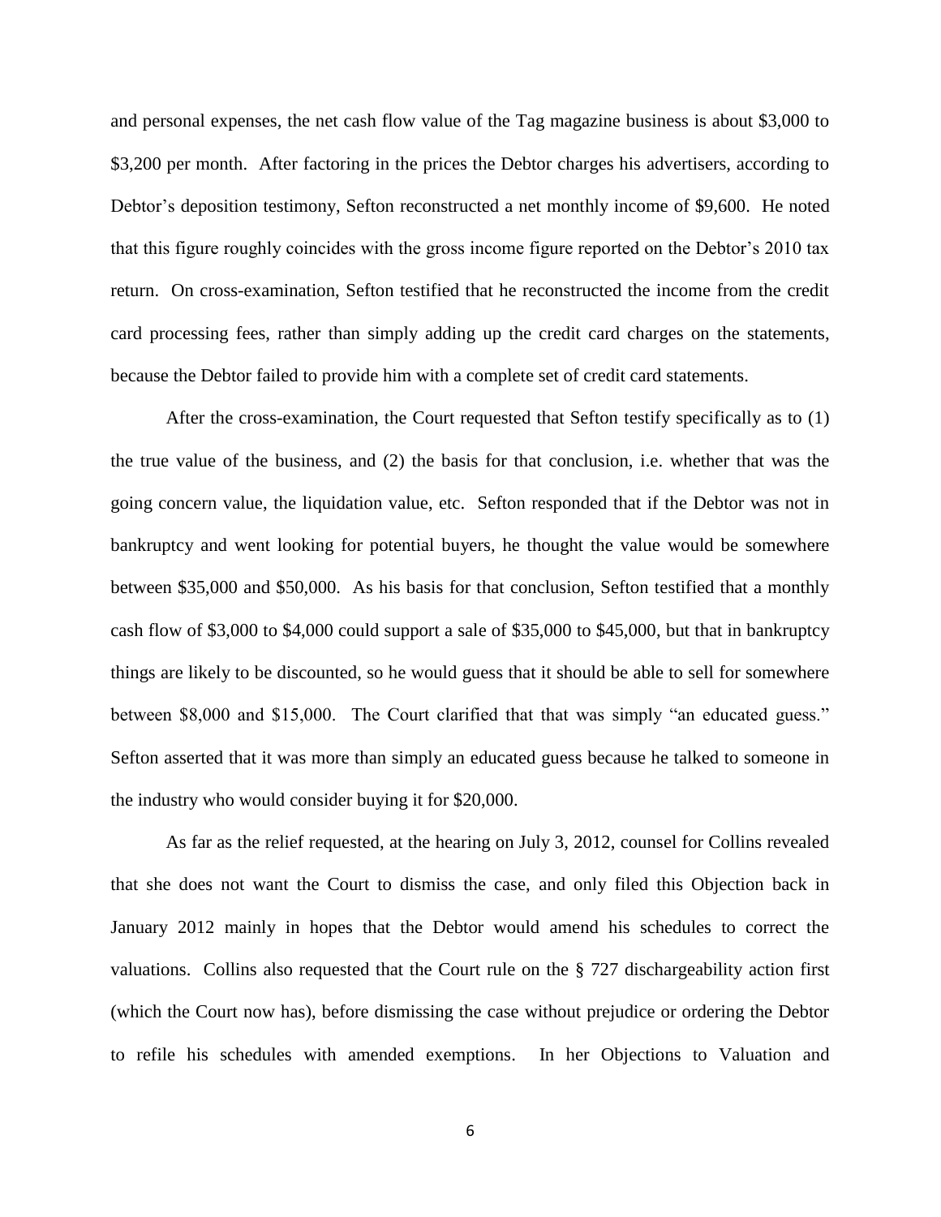and personal expenses, the net cash flow value of the Tag magazine business is about $3,000 to $3,200 per month. After factoring in the prices the Debtor charges his advertisers, according to Debtor's deposition testimony, Sefton reconstructed a net monthly income of $9,600. He noted that this figure roughly coincides with the gross income figure reported on the Debtor's 2010 tax return. On cross-examination, Sefton testified that he reconstructed the income from the credit card processing fees, rather than simply adding up the credit card charges on the statements, because the Debtor failed to provide him with a complete set of credit card statements.

After the cross-examination, the Court requested that Sefton testify specifically as to (1) the true value of the business, and (2) the basis for that conclusion, i.e. whether that was the going concern value, the liquidation value, etc. Sefton responded that if the Debtor was not in bankruptcy and went looking for potential buyers, he thought the value would be somewhere between $35,000 and $50,000. As his basis for that conclusion, Sefton testified that a monthly cash flow of $3,000 to $4,000 could support a sale of $35,000 to $45,000, but that in bankruptcy things are likely to be discounted, so he would guess that it should be able to sell for somewhere between $8,000 and $15,000. The Court clarified that that was simply "an educated guess." Sefton asserted that it was more than simply an educated guess because he talked to someone in the industry who would consider buying it for $20,000.

As far as the relief requested, at the hearing on July 3, 2012, counsel for Collins revealed that she does not want the Court to dismiss the case, and only filed this Objection back in January 2012 mainly in hopes that the Debtor would amend his schedules to correct the valuations. Collins also requested that the Court rule on the § 727 dischargeability action first (which the Court now has), before dismissing the case without prejudice or ordering the Debtor to refile his schedules with amended exemptions. In her Objections to Valuation and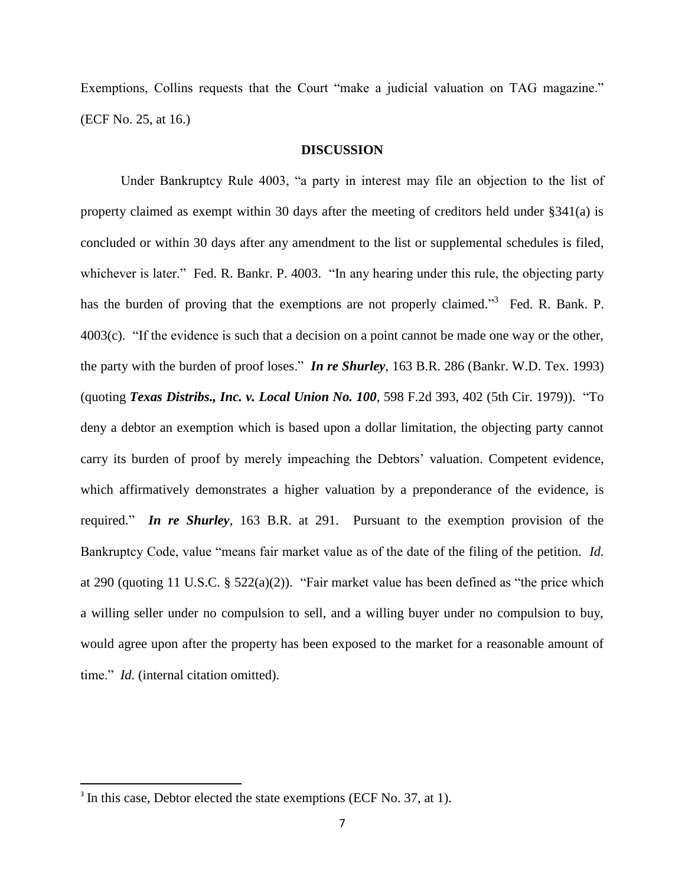Exemptions, Collins requests that the Court "make a judicial valuation on TAG magazine." (ECF No. 25, at 16.)

## DISCUSSION

Under Bankruptcy Rule 4003, "a party in interest may file an objection to the list of property claimed as exempt within 30 days after the meeting of creditors held under §341(a) is concluded or within 30 days after any amendment to the list or supplemental schedules is filed, whichever is later." Fed. R. Bankr. P. 4003. "In any hearing under this rule, the objecting party has the burden of proving that the exemptions are not properly claimed."[3] Fed. R. Bank. P. 4003(c). "If the evidence is such that a decision on a point cannot be made one way or the other, the party with the burden of proof loses." ***In re Shurley***, 163 B.R. 286 (Bankr. W.D. Tex. 1993) (quoting ***Texas Distribs., Inc. v. Local Union No. 100***, 598 F.2d 393, 402 (5th Cir. 1979)). "To deny a debtor an exemption which is based upon a dollar limitation, the objecting party cannot carry its burden of proof by merely impeaching the Debtors' valuation. Competent evidence, which affirmatively demonstrates a higher valuation by a preponderance of the evidence, is required." ***In re Shurley***, 163 B.R. at 291. Pursuant to the exemption provision of the Bankruptcy Code, value "means fair market value as of the date of the filing of the petition. *Id.* at 290 (quoting 11 U.S.C. § 522(a)(2)). "Fair market value has been defined as "the price which a willing seller under no compulsion to sell, and a willing buyer under no compulsion to buy, would agree upon after the property has been exposed to the market for a reasonable amount of time." *Id.* (internal citation omitted).

---

[3] In this case, Debtor elected the state exemptions (ECF No. 37, at 1).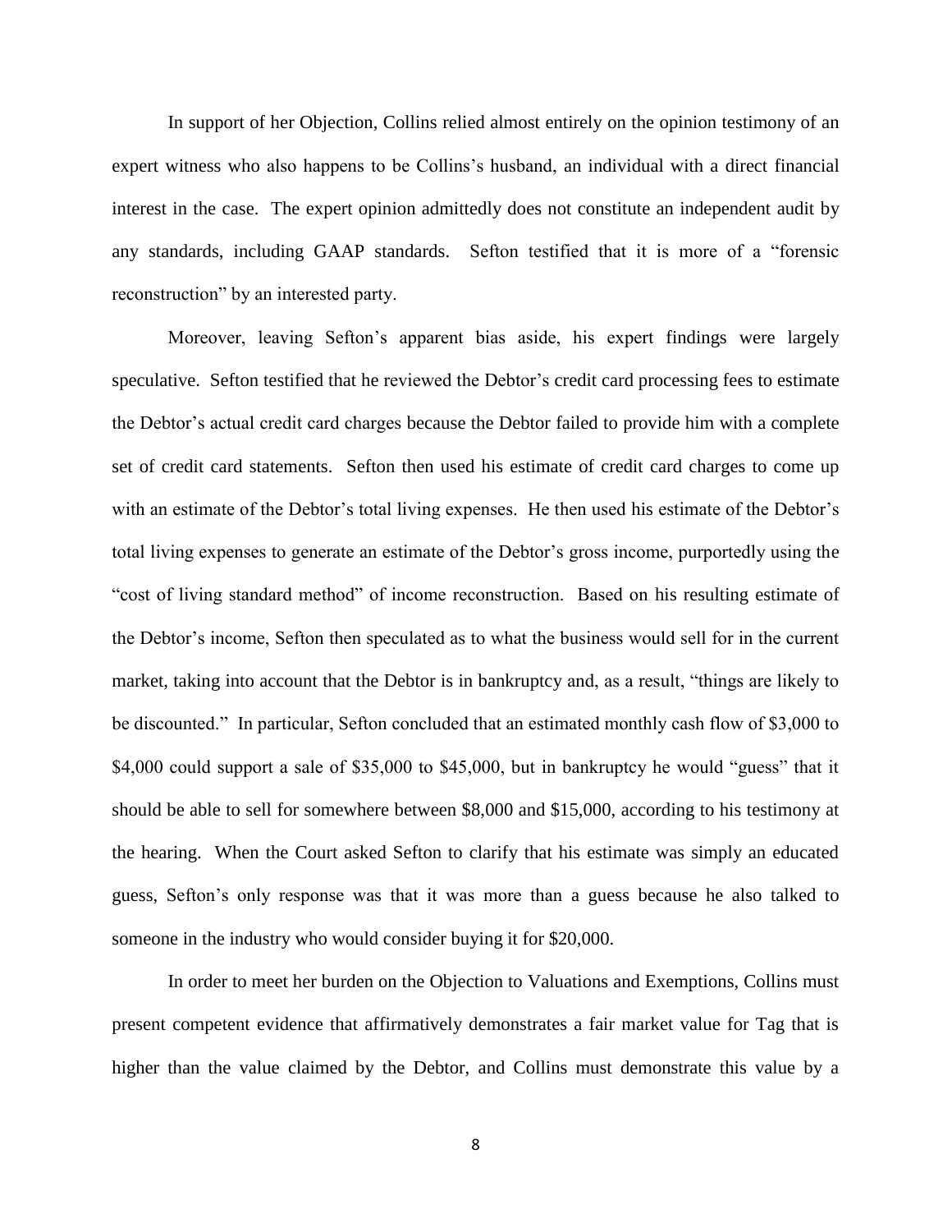In support of her Objection, Collins relied almost entirely on the opinion testimony of an expert witness who also happens to be Collins's husband, an individual with a direct financial interest in the case. The expert opinion admittedly does not constitute an independent audit by any standards, including GAAP standards. Sefton testified that it is more of a "forensic reconstruction" by an interested party.

Moreover, leaving Sefton's apparent bias aside, his expert findings were largely speculative. Sefton testified that he reviewed the Debtor's credit card processing fees to estimate the Debtor's actual credit card charges because the Debtor failed to provide him with a complete set of credit card statements. Sefton then used his estimate of credit card charges to come up with an estimate of the Debtor's total living expenses. He then used his estimate of the Debtor's total living expenses to generate an estimate of the Debtor's gross income, purportedly using the "cost of living standard method" of income reconstruction. Based on his resulting estimate of the Debtor's income, Sefton then speculated as to what the business would sell for in the current market, taking into account that the Debtor is in bankruptcy and, as a result, "things are likely to be discounted." In particular, Sefton concluded that an estimated monthly cash flow of $3,000 to $4,000 could support a sale of $35,000 to $45,000, but in bankruptcy he would "guess" that it should be able to sell for somewhere between $8,000 and $15,000, according to his testimony at the hearing. When the Court asked Sefton to clarify that his estimate was simply an educated guess, Sefton's only response was that it was more than a guess because he also talked to someone in the industry who would consider buying it for $20,000.

In order to meet her burden on the Objection to Valuations and Exemptions, Collins must present competent evidence that affirmatively demonstrates a fair market value for Tag that is higher than the value claimed by the Debtor, and Collins must demonstrate this value by a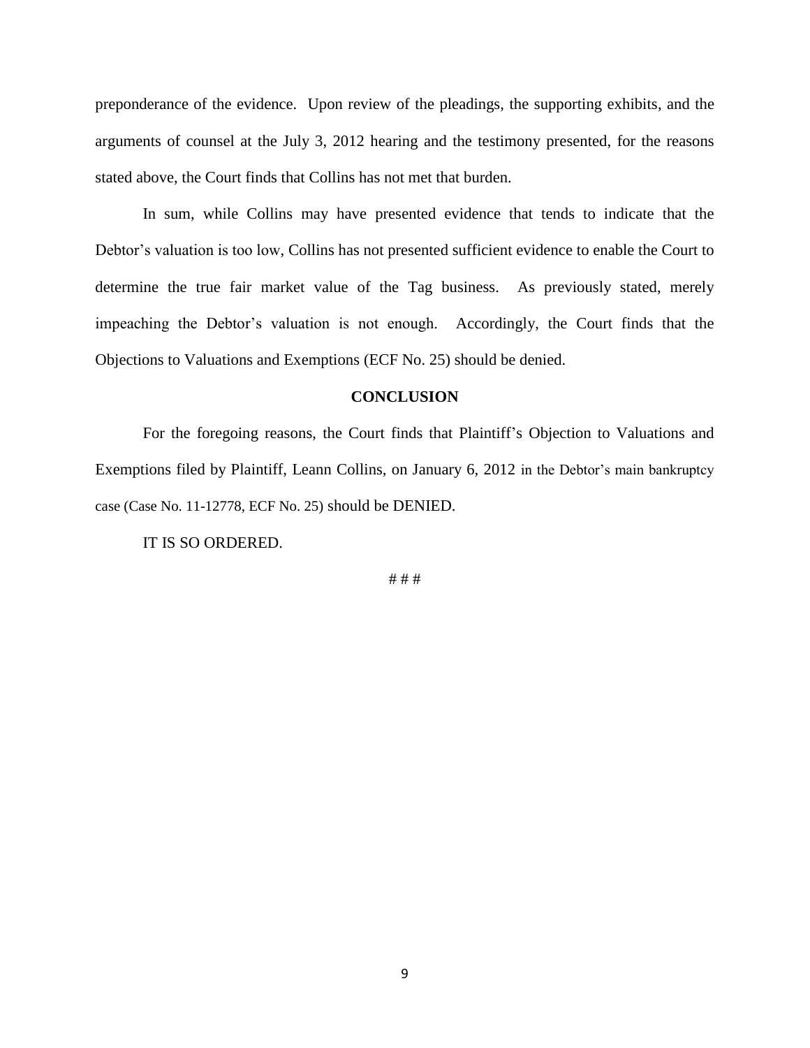preponderance of the evidence. Upon review of the pleadings, the supporting exhibits, and the arguments of counsel at the July 3, 2012 hearing and the testimony presented, for the reasons stated above, the Court finds that Collins has not met that burden.

In sum, while Collins may have presented evidence that tends to indicate that the Debtor's valuation is too low, Collins has not presented sufficient evidence to enable the Court to determine the true fair market value of the Tag business. As previously stated, merely impeaching the Debtor's valuation is not enough. Accordingly, the Court finds that the Objections to Valuations and Exemptions (ECF No. 25) should be denied.

**CONCLUSION**

For the foregoing reasons, the Court finds that Plaintiff's Objection to Valuations and Exemptions filed by Plaintiff, Leann Collins, on January 6, 2012 in the Debtor's main bankruptcy case (Case No. 11-12778, ECF No. 25) should be DENIED.

IT IS SO ORDERED.

# # #